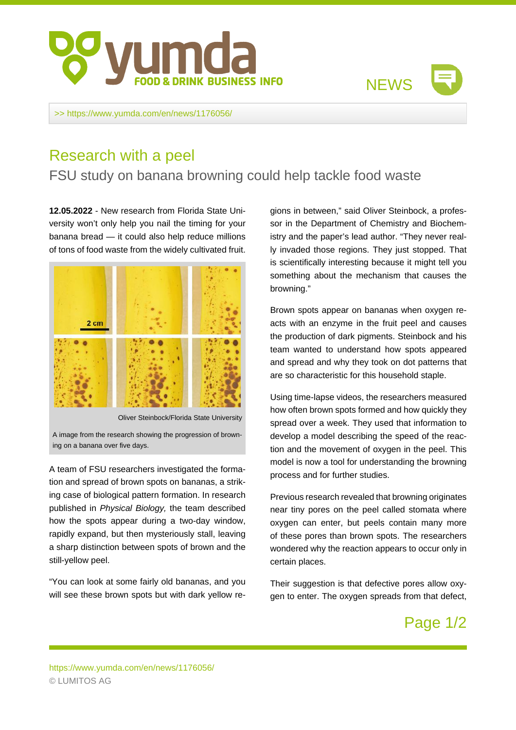>> https://www.yumda.com/en/news/1176056/

# Research with a peel

## FSU study on banana browning could help tackle food waste

**12.05.2022** - New research from Florida State University won't only help you nail the timing for your banana bread — it could also help reduce millions of tons of food waste from the widely cultivated fruit.

Oliver Steinbock/Florida State University

A image from the research showing the progression of browning on a banana over five days.

A team of FSU researchers investigated the formation and spread of brown spots on bananas, a striking case of biological pattern formation. In research published in *Physical Biology,* the team described how the spots appear during a two-day window, rapidly expand, but then mysteriously stall, leaving a sharp distinction between spots of brown and the still-yellow peel.

"You can look at some fairly old bananas, and you will see these brown spots but with dark yellow regions in between," said Oliver Steinbock, a professor in the Department of Chemistry and Biochemistry and the paper's lead author. "They never really invaded those regions. They just stopped. That is scientifically interesting because it might tell you something about the mechanism that causes the browning."

Brown spots appear on bananas when oxygen reacts with an enzyme in the fruit peel and causes the production of dark pigments. Steinbock and his team wanted to understand how spots appeared and spread and why they took on dot patterns that are so characteristic for this household staple.

Using time-lapse videos, the researchers measured how often brown spots formed and how quickly they spread over a week. They used that information to develop a model describing the speed of the reaction and the movement of oxygen in the peel. This model is now a tool for understanding the browning process and for further studies.

Previous research revealed that browning originates near tiny pores on the peel called stomata where oxygen can enter, but peels contain many more of these pores than brown spots. The researchers wondered why the reaction appears to occur only in certain places.

Their suggestion is that defective pores allow oxygen to enter. The oxygen spreads from that defect,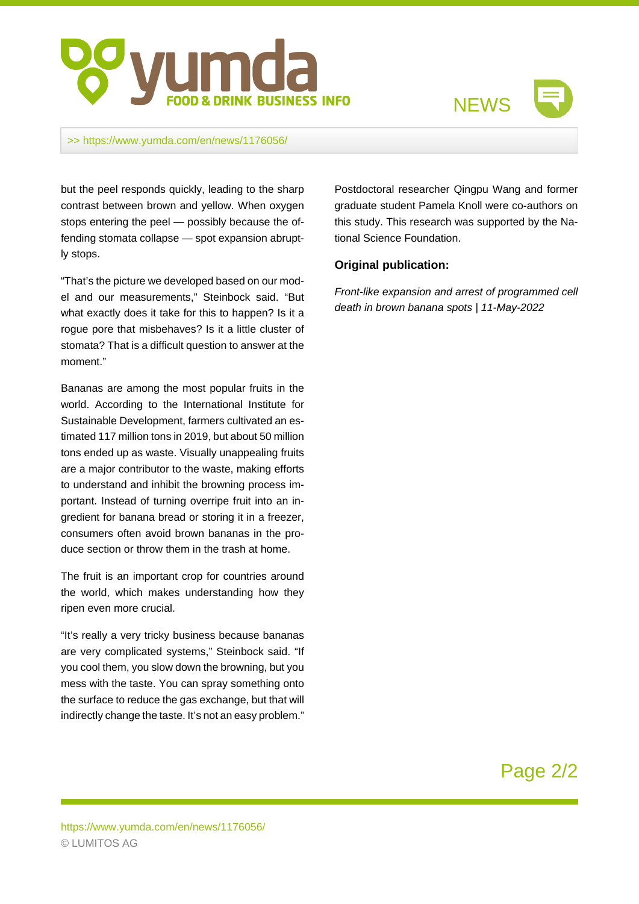but the peel responds quickly, leading to the sharp contrast between brown and yellow. When oxygen stops entering the peel — possibly because the offending stomata collapse — spot expansion abruptly stops.

"That's the picture we developed based on our model and our measurements," Steinbock said. "But what exactly does it take for this to happen? Is it a rogue pore that misbehaves? Is it a little cluster of stomata? That is a difficult question to answer at the moment."

Bananas are among the most popular fruits in the world. According to the International Institute for Sustainable Development, farmers cultivated an estimated 117 million tons in 2019, but about 50 million tons ended up as waste. Visually unappealing fruits are a major contributor to the waste, making efforts to understand and inhibit the browning process important. Instead of turning overripe fruit into an ingredient for banana bread or storing it in a freezer, consumers often avoid brown bananas in the produce section or throw them in the trash at home.

The fruit is an important crop for countries around the world, which makes understanding how they ripen even more crucial.

"It's really a very tricky business because bananas are very complicated systems," Steinbock said. "If you cool them, you slow down the browning, but you mess with the taste. You can spray something onto the surface to reduce the gas exchange, but that will indirectly change the taste. It's not an easy problem."

Postdoctoral researcher Qingpu Wang and former graduate student Pamela Knoll were co-authors on this study. This research was supported by the National Science Foundation.

**Original publication:**

*Front-like expansion and arrest of programmed cell death in brown banana spots | 11-May-2022*